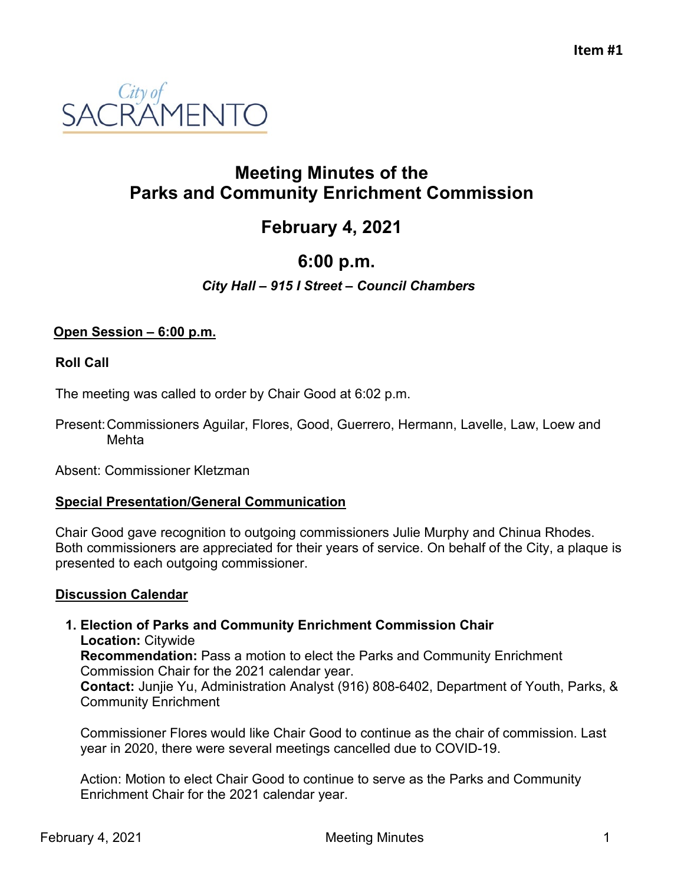**Item #1**

City of SACRAMENTO

# Meeting Minutes of the Parks and Community Enrichment Commission

## February 4, 2021

## 6:00 p.m.

***City Hall – 915 I Street – Council Chambers***

**Open Session – 6:00 p.m.**

**Roll Call**

The meeting was called to order by Chair Good at 6:02 p.m.

Present: Commissioners Aguilar, Flores, Good, Guerrero, Hermann, Lavelle, Law, Loew and Mehta

Absent: Commissioner Kletzman

**Special Presentation/General Communication**

Chair Good gave recognition to outgoing commissioners Julie Murphy and Chinua Rhodes. Both commissioners are appreciated for their years of service. On behalf of the City, a plaque is presented to each outgoing commissioner.

**Discussion Calendar**

1. **Election of Parks and Community Enrichment Commission Chair**
   **Location:** Citywide
   **Recommendation:** Pass a motion to elect the Parks and Community Enrichment Commission Chair for the 2021 calendar year.
   **Contact:** Junjie Yu, Administration Analyst (916) 808-6402, Department of Youth, Parks, & Community Enrichment

   Commissioner Flores would like Chair Good to continue as the chair of commission. Last year in 2020, there were several meetings cancelled due to COVID-19.

   Action: Motion to elect Chair Good to continue to serve as the Parks and Community Enrichment Chair for the 2021 calendar year.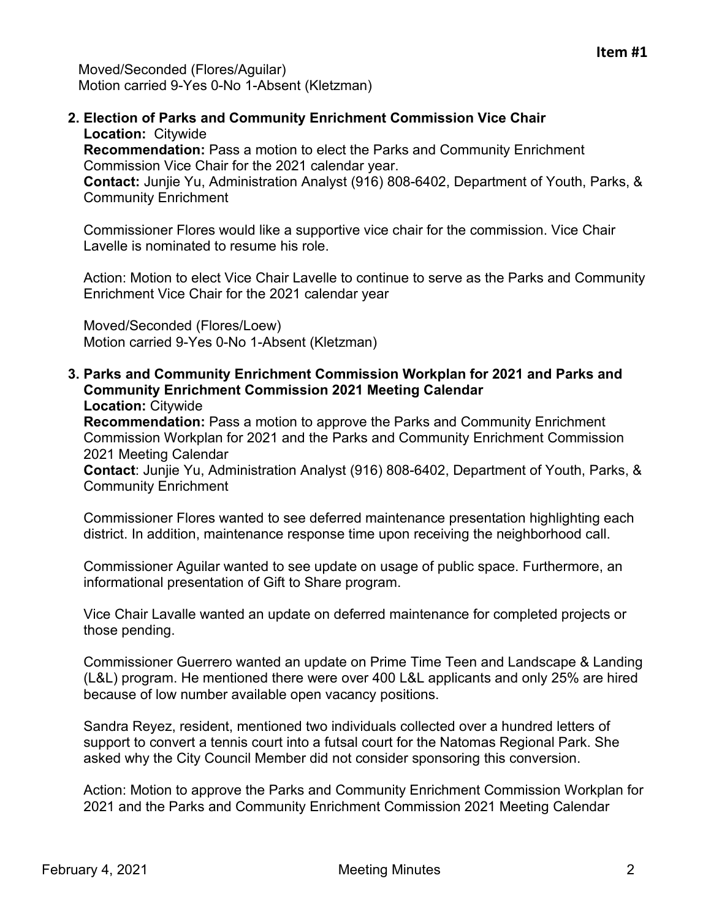Moved/Seconded (Flores/Aguilar)
Motion carried 9-Yes 0-No 1-Absent (Kletzman)

**2. Election of Parks and Community Enrichment Commission Vice Chair**

**Location:** Citywide
**Recommendation:** Pass a motion to elect the Parks and Community Enrichment Commission Vice Chair for the 2021 calendar year.
**Contact:** Junjie Yu, Administration Analyst (916) 808-6402, Department of Youth, Parks, & Community Enrichment

Commissioner Flores would like a supportive vice chair for the commission. Vice Chair Lavelle is nominated to resume his role.

Action: Motion to elect Vice Chair Lavelle to continue to serve as the Parks and Community Enrichment Vice Chair for the 2021 calendar year

Moved/Seconded (Flores/Loew)
Motion carried 9-Yes 0-No 1-Absent (Kletzman)

**3. Parks and Community Enrichment Commission Workplan for 2021 and Parks and Community Enrichment Commission 2021 Meeting Calendar**

**Location:** Citywide
**Recommendation:** Pass a motion to approve the Parks and Community Enrichment Commission Workplan for 2021 and the Parks and Community Enrichment Commission 2021 Meeting Calendar
**Contact**: Junjie Yu, Administration Analyst (916) 808-6402, Department of Youth, Parks, & Community Enrichment

Commissioner Flores wanted to see deferred maintenance presentation highlighting each district. In addition, maintenance response time upon receiving the neighborhood call.

Commissioner Aguilar wanted to see update on usage of public space. Furthermore, an informational presentation of Gift to Share program.

Vice Chair Lavalle wanted an update on deferred maintenance for completed projects or those pending.

Commissioner Guerrero wanted an update on Prime Time Teen and Landscape & Landing (L&L) program. He mentioned there were over 400 L&L applicants and only 25% are hired because of low number available open vacancy positions.

Sandra Reyez, resident, mentioned two individuals collected over a hundred letters of support to convert a tennis court into a futsal court for the Natomas Regional Park. She asked why the City Council Member did not consider sponsoring this conversion.

Action: Motion to approve the Parks and Community Enrichment Commission Workplan for 2021 and the Parks and Community Enrichment Commission 2021 Meeting Calendar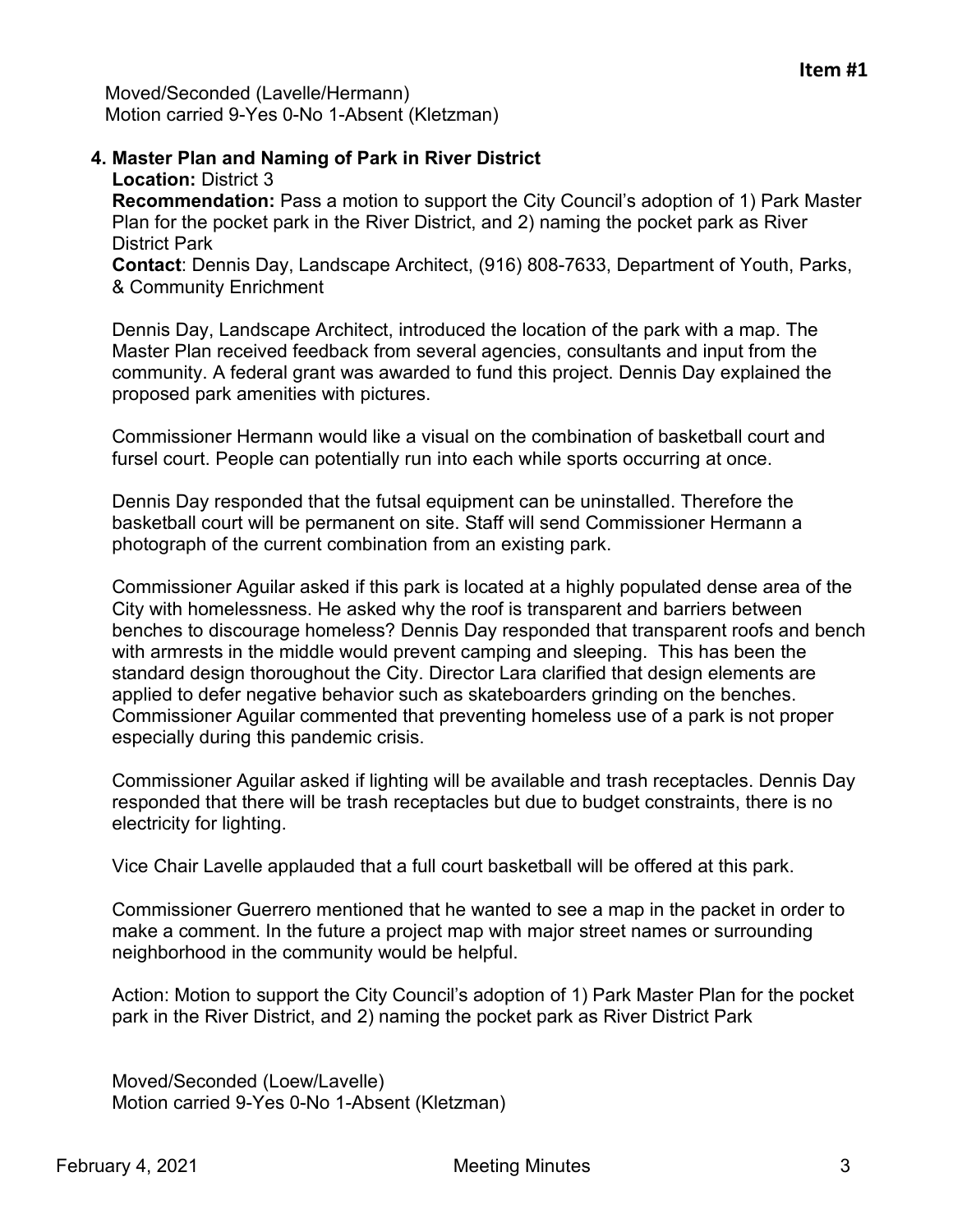**Item #1**

Moved/Seconded (Lavelle/Hermann)
Motion carried 9-Yes 0-No 1-Absent (Kletzman)

4. **Master Plan and Naming of Park in River District**
   **Location:** District 3
   **Recommendation:** Pass a motion to support the City Council's adoption of 1) Park Master Plan for the pocket park in the River District, and 2) naming the pocket park as River District Park
   **Contact**: Dennis Day, Landscape Architect, (916) 808-7633, Department of Youth, Parks, & Community Enrichment

   Dennis Day, Landscape Architect, introduced the location of the park with a map. The Master Plan received feedback from several agencies, consultants and input from the community. A federal grant was awarded to fund this project. Dennis Day explained the proposed park amenities with pictures.

   Commissioner Hermann would like a visual on the combination of basketball court and fursel court. People can potentially run into each while sports occurring at once.

   Dennis Day responded that the futsal equipment can be uninstalled. Therefore the basketball court will be permanent on site. Staff will send Commissioner Hermann a photograph of the current combination from an existing park.

   Commissioner Aguilar asked if this park is located at a highly populated dense area of the City with homelessness. He asked why the roof is transparent and barriers between benches to discourage homeless? Dennis Day responded that transparent roofs and bench with armrests in the middle would prevent camping and sleeping. This has been the standard design thoroughout the City. Director Lara clarified that design elements are applied to defer negative behavior such as skateboarders grinding on the benches. Commissioner Aguilar commented that preventing homeless use of a park is not proper especially during this pandemic crisis.

   Commissioner Aguilar asked if lighting will be available and trash receptacles. Dennis Day responded that there will be trash receptacles but due to budget constraints, there is no electricity for lighting.

   Vice Chair Lavelle applauded that a full court basketball will be offered at this park.

   Commissioner Guerrero mentioned that he wanted to see a map in the packet in order to make a comment. In the future a project map with major street names or surrounding neighborhood in the community would be helpful.

   Action: Motion to support the City Council's adoption of 1) Park Master Plan for the pocket park in the River District, and 2) naming the pocket park as River District Park

   Moved/Seconded (Loew/Lavelle)
   Motion carried 9-Yes 0-No 1-Absent (Kletzman)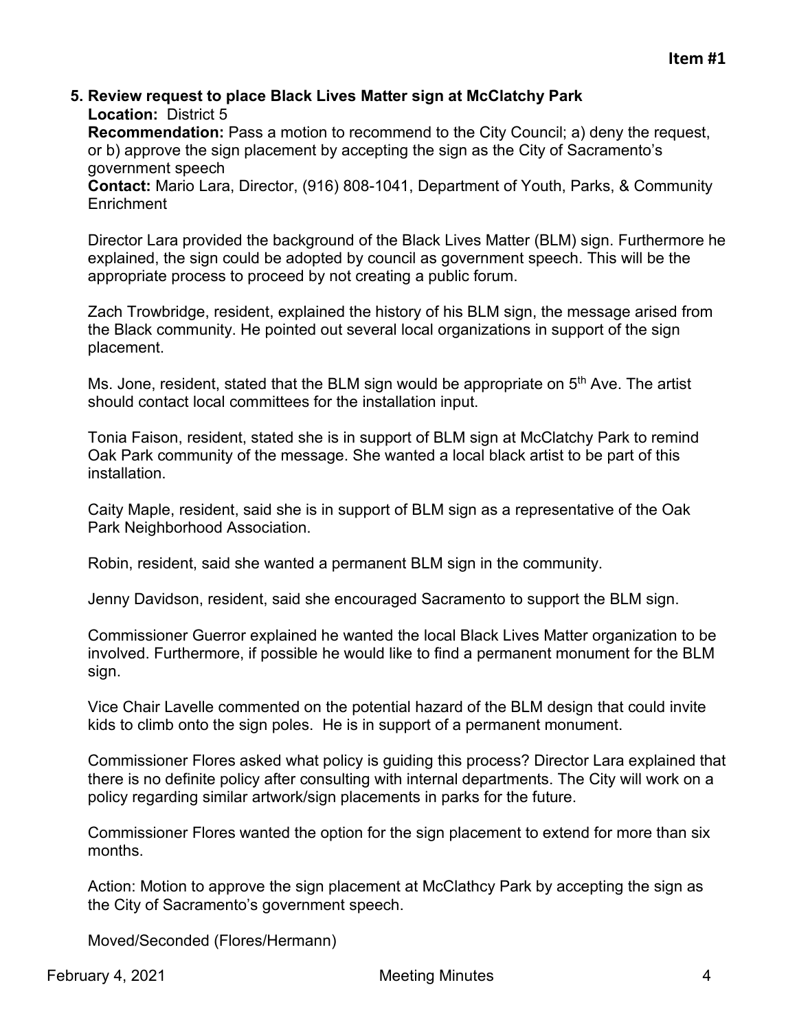**Item #1**

**5. Review request to place Black Lives Matter sign at McClatchy Park**

**Location:** District 5

**Recommendation:** Pass a motion to recommend to the City Council; a) deny the request, or b) approve the sign placement by accepting the sign as the City of Sacramento's government speech

**Contact:** Mario Lara, Director, (916) 808-1041, Department of Youth, Parks, & Community Enrichment

Director Lara provided the background of the Black Lives Matter (BLM) sign. Furthermore he explained, the sign could be adopted by council as government speech. This will be the appropriate process to proceed by not creating a public forum.

Zach Trowbridge, resident, explained the history of his BLM sign, the message arised from the Black community. He pointed out several local organizations in support of the sign placement.

Ms. Jone, resident, stated that the BLM sign would be appropriate on 5th Ave. The artist should contact local committees for the installation input.

Tonia Faison, resident, stated she is in support of BLM sign at McClatchy Park to remind Oak Park community of the message. She wanted a local black artist to be part of this installation.

Caity Maple, resident, said she is in support of BLM sign as a representative of the Oak Park Neighborhood Association.

Robin, resident, said she wanted a permanent BLM sign in the community.

Jenny Davidson, resident, said she encouraged Sacramento to support the BLM sign.

Commissioner Guerror explained he wanted the local Black Lives Matter organization to be involved. Furthermore, if possible he would like to find a permanent monument for the BLM sign.

Vice Chair Lavelle commented on the potential hazard of the BLM design that could invite kids to climb onto the sign poles. He is in support of a permanent monument.

Commissioner Flores asked what policy is guiding this process? Director Lara explained that there is no definite policy after consulting with internal departments. The City will work on a policy regarding similar artwork/sign placements in parks for the future.

Commissioner Flores wanted the option for the sign placement to extend for more than six months.

Action: Motion to approve the sign placement at McClathcy Park by accepting the sign as the City of Sacramento's government speech.

Moved/Seconded (Flores/Hermann)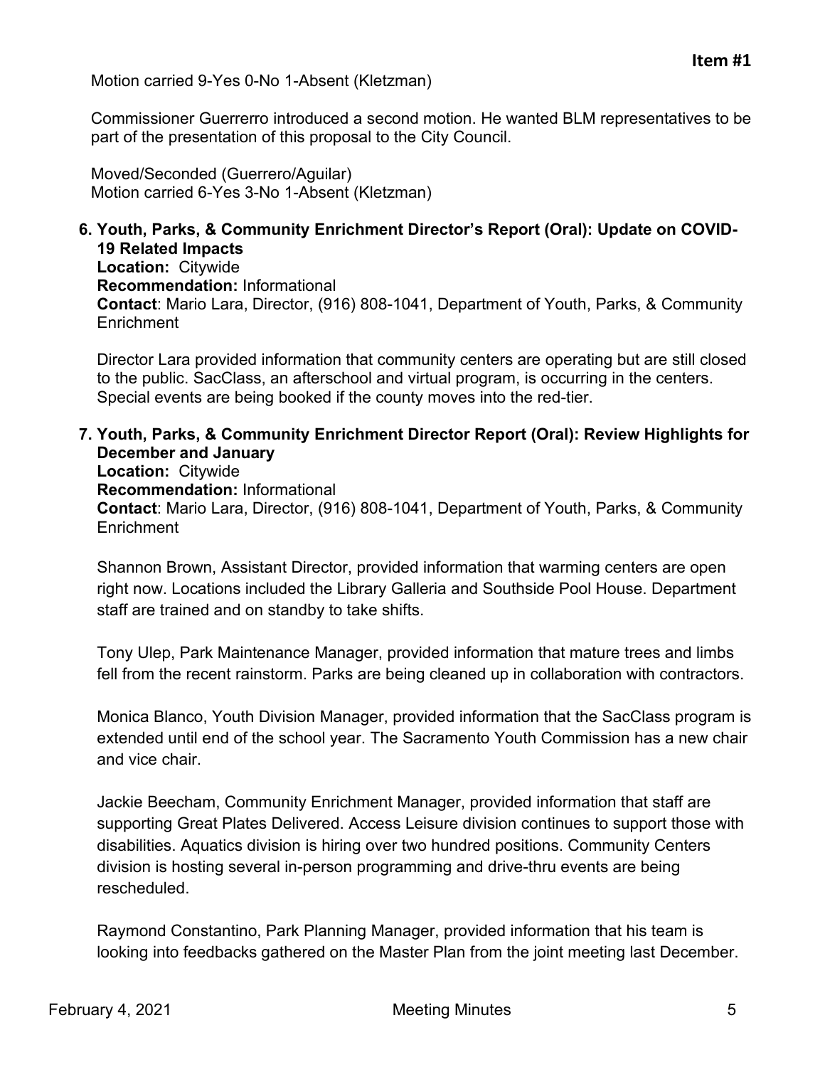Motion carried 9-Yes 0-No 1-Absent (Kletzman)

Commissioner Guerrerro introduced a second motion. He wanted BLM representatives to be part of the presentation of this proposal to the City Council.

Moved/Seconded (Guerrero/Aguilar)
Motion carried 6-Yes 3-No 1-Absent (Kletzman)

**6. Youth, Parks, & Community Enrichment Director's Report (Oral): Update on COVID-19 Related Impacts**
**Location:** Citywide
**Recommendation:** Informational
**Contact**: Mario Lara, Director, (916) 808-1041, Department of Youth, Parks, & Community Enrichment

Director Lara provided information that community centers are operating but are still closed to the public. SacClass, an afterschool and virtual program, is occurring in the centers. Special events are being booked if the county moves into the red-tier.

**7. Youth, Parks, & Community Enrichment Director Report (Oral): Review Highlights for December and January**
**Location:** Citywide
**Recommendation:** Informational
**Contact**: Mario Lara, Director, (916) 808-1041, Department of Youth, Parks, & Community Enrichment

Shannon Brown, Assistant Director, provided information that warming centers are open right now. Locations included the Library Galleria and Southside Pool House. Department staff are trained and on standby to take shifts.

Tony Ulep, Park Maintenance Manager, provided information that mature trees and limbs fell from the recent rainstorm. Parks are being cleaned up in collaboration with contractors.

Monica Blanco, Youth Division Manager, provided information that the SacClass program is extended until end of the school year. The Sacramento Youth Commission has a new chair and vice chair.

Jackie Beecham, Community Enrichment Manager, provided information that staff are supporting Great Plates Delivered. Access Leisure division continues to support those with disabilities. Aquatics division is hiring over two hundred positions. Community Centers division is hosting several in-person programming and drive-thru events are being rescheduled.

Raymond Constantino, Park Planning Manager, provided information that his team is looking into feedbacks gathered on the Master Plan from the joint meeting last December.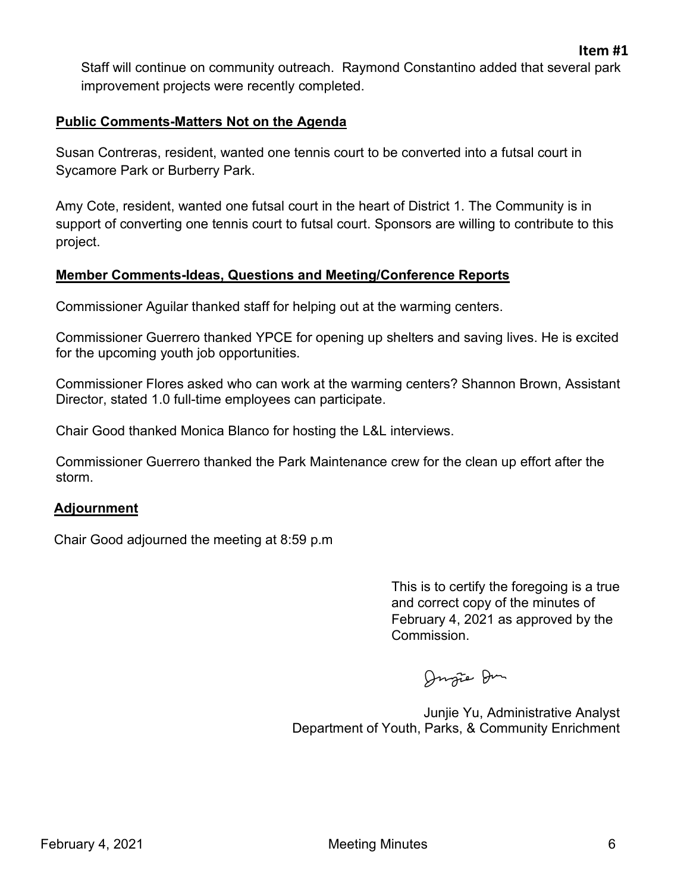**Item #1**

Staff will continue on community outreach. Raymond Constantino added that several park improvement projects were recently completed.

**Public Comments-Matters Not on the Agenda**

Susan Contreras, resident, wanted one tennis court to be converted into a futsal court in Sycamore Park or Burberry Park.

Amy Cote, resident, wanted one futsal court in the heart of District 1. The Community is in support of converting one tennis court to futsal court. Sponsors are willing to contribute to this project.

**Member Comments-Ideas, Questions and Meeting/Conference Reports**

Commissioner Aguilar thanked staff for helping out at the warming centers.

Commissioner Guerrero thanked YPCE for opening up shelters and saving lives. He is excited for the upcoming youth job opportunities.

Commissioner Flores asked who can work at the warming centers? Shannon Brown, Assistant Director, stated 1.0 full-time employees can participate.

Chair Good thanked Monica Blanco for hosting the L&L interviews.

Commissioner Guerrero thanked the Park Maintenance crew for the clean up effort after the storm.

**Adjournment**

Chair Good adjourned the meeting at 8:59 p.m

This is to certify the foregoing is a true and correct copy of the minutes of February 4, 2021 as approved by the Commission.

Junjie Yu, Administrative Analyst
Department of Youth, Parks, & Community Enrichment